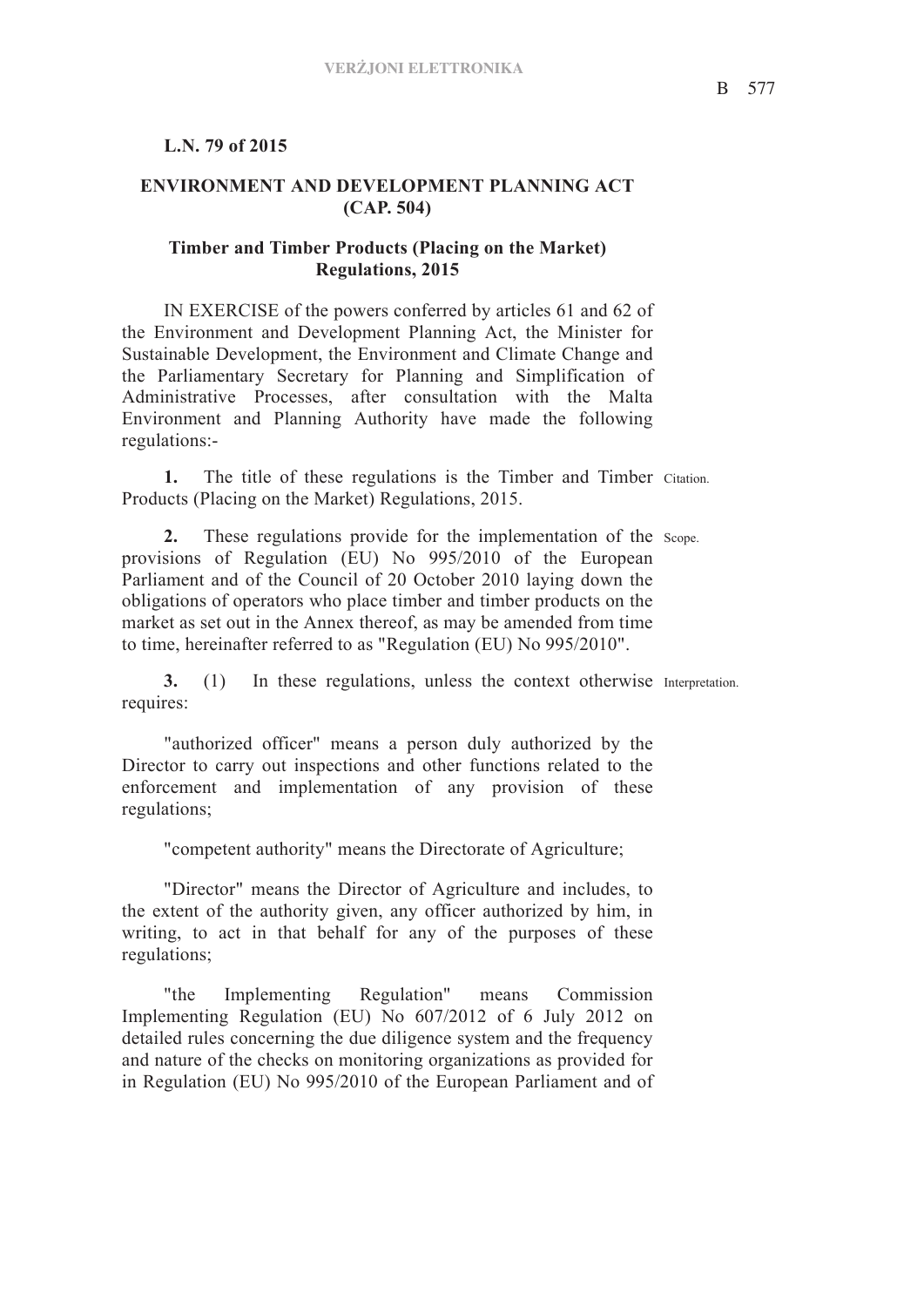**L.N. 79 of 2015**

**ENVIRONMENT AND DEVELOPMENT PLANNING ACT (CAP. 504)**

**Timber and Timber Products (Placing on the Market) Regulations, 2015**

IN EXERCISE of the powers conferred by articles 61 and 62 of the Environment and Development Planning Act, the Minister for Sustainable Development, the Environment and Climate Change and the Parliamentary Secretary for Planning and Simplification of Administrative Processes, after consultation with the Malta Environment and Planning Authority have made the following regulations:-

Citation.

**1.** The title of these regulations is the Timber and Timber Products (Placing on the Market) Regulations, 2015.

Scope.

**2.** These regulations provide for the implementation of the provisions of Regulation (EU) No 995/2010 of the European Parliament and of the Council of 20 October 2010 laying down the obligations of operators who place timber and timber products on the market as set out in the Annex thereof, as may be amended from time to time, hereinafter referred to as "Regulation (EU) No 995/2010".

Interpretation.

**3.** (1) In these regulations, unless the context otherwise requires:

"authorized officer" means a person duly authorized by the Director to carry out inspections and other functions related to the enforcement and implementation of any provision of these regulations;

"competent authority" means the Directorate of Agriculture;

"Director" means the Director of Agriculture and includes, to the extent of the authority given, any officer authorized by him, in writing, to act in that behalf for any of the purposes of these regulations;

"the Implementing Regulation" means Commission Implementing Regulation (EU) No 607/2012 of 6 July 2012 on detailed rules concerning the due diligence system and the frequency and nature of the checks on monitoring organizations as provided for in Regulation (EU) No 995/2010 of the European Parliament and of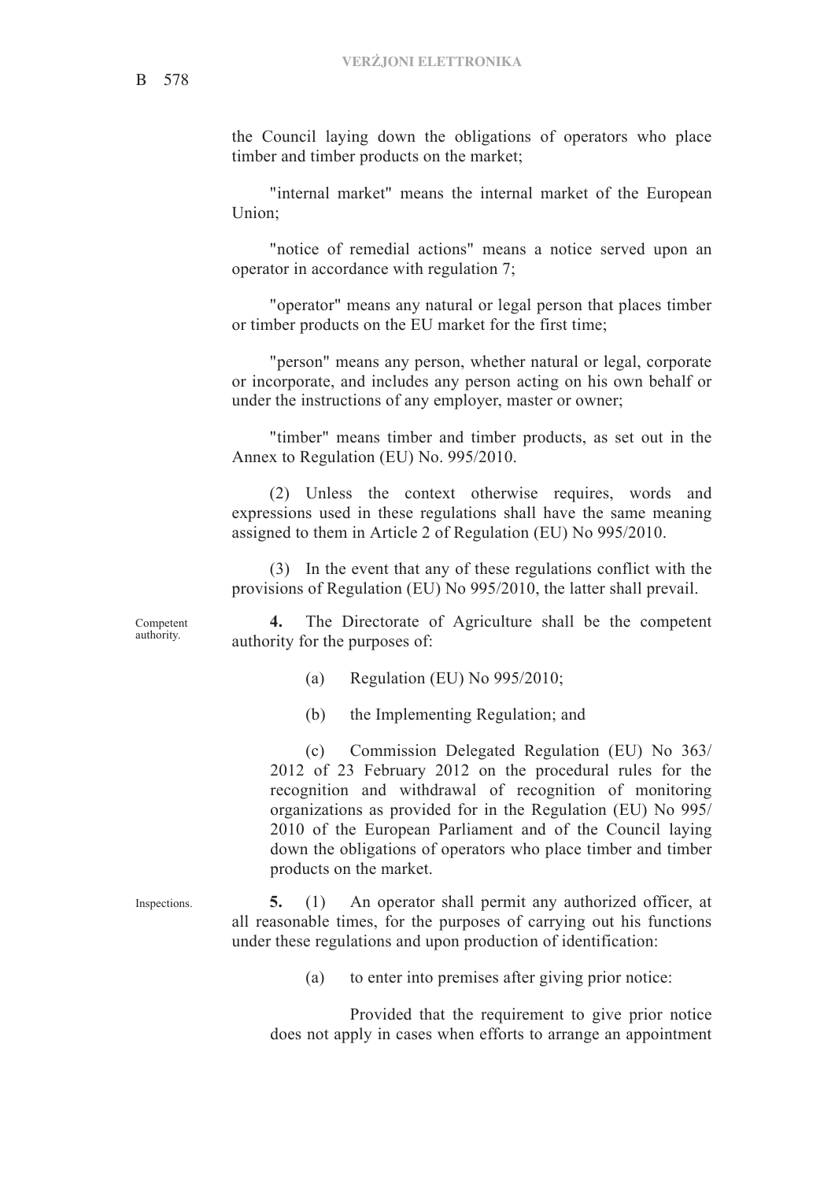the Council laying down the obligations of operators who place timber and timber products on the market;

"internal market" means the internal market of the European Union;

"notice of remedial actions" means a notice served upon an operator in accordance with regulation 7;

"operator" means any natural or legal person that places timber or timber products on the EU market for the first time;

"person" means any person, whether natural or legal, corporate or incorporate, and includes any person acting on his own behalf or under the instructions of any employer, master or owner;

"timber" means timber and timber products, as set out in the Annex to Regulation (EU) No. 995/2010.

(2) Unless the context otherwise requires, words and expressions used in these regulations shall have the same meaning assigned to them in Article 2 of Regulation (EU) No 995/2010.

(3) In the event that any of these regulations conflict with the provisions of Regulation (EU) No 995/2010, the latter shall prevail.

Competent authority.

**4.** The Directorate of Agriculture shall be the competent authority for the purposes of:

(a) Regulation (EU) No 995/2010;

(b) the Implementing Regulation; and

(c) Commission Delegated Regulation (EU) No 363/2012 of 23 February 2012 on the procedural rules for the recognition and withdrawal of recognition of monitoring organizations as provided for in the Regulation (EU) No 995/2010 of the European Parliament and of the Council laying down the obligations of operators who place timber and timber products on the market.

Inspections.

**5.** (1) An operator shall permit any authorized officer, at all reasonable times, for the purposes of carrying out his functions under these regulations and upon production of identification:

(a) to enter into premises after giving prior notice:

Provided that the requirement to give prior notice does not apply in cases when efforts to arrange an appointment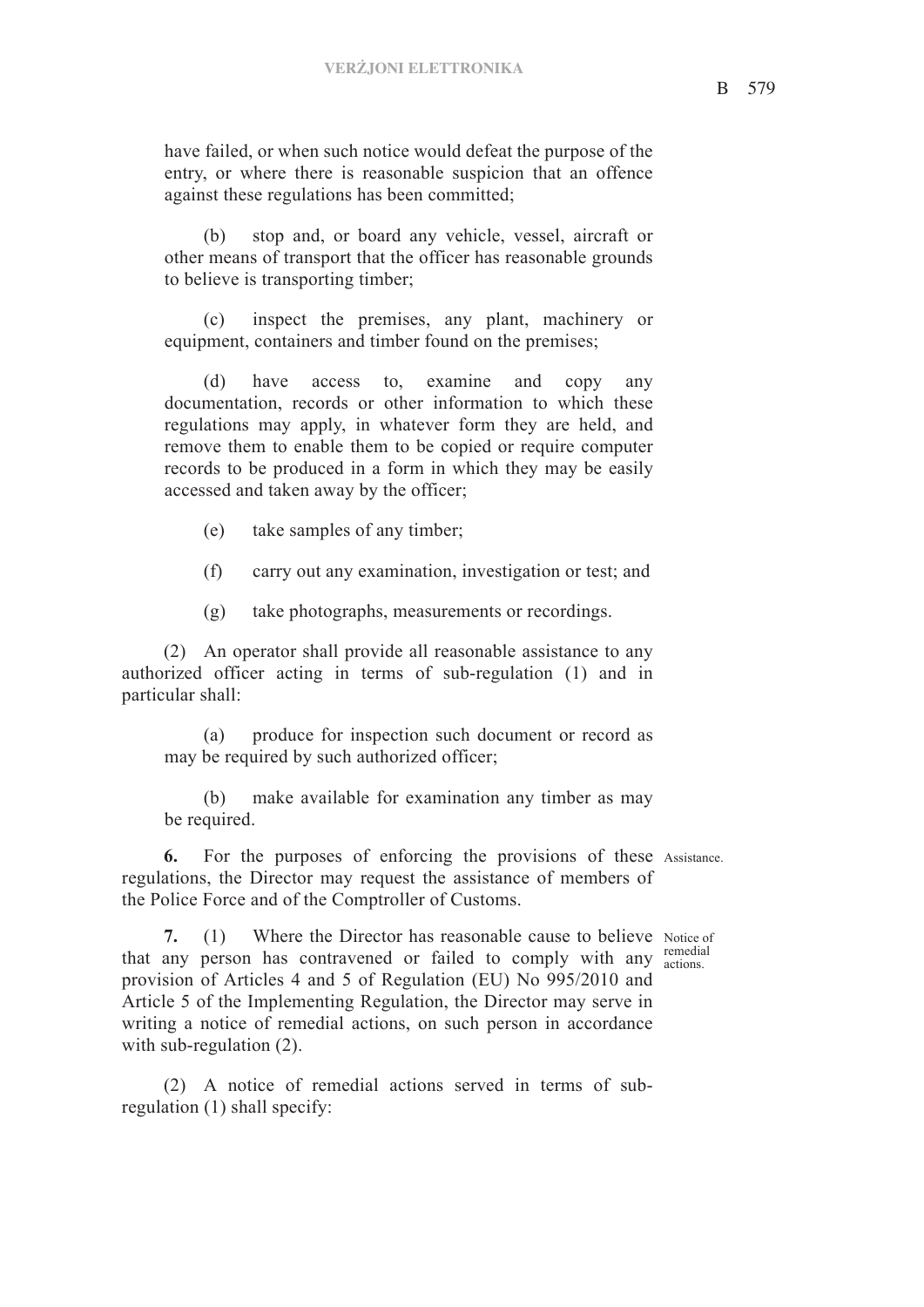have failed, or when such notice would defeat the purpose of the entry, or where there is reasonable suspicion that an offence against these regulations has been committed;

(b) stop and, or board any vehicle, vessel, aircraft or other means of transport that the officer has reasonable grounds to believe is transporting timber;

(c) inspect the premises, any plant, machinery or equipment, containers and timber found on the premises;

(d) have access to, examine and copy any documentation, records or other information to which these regulations may apply, in whatever form they are held, and remove them to enable them to be copied or require computer records to be produced in a form in which they may be easily accessed and taken away by the officer;

(e) take samples of any timber;

(f) carry out any examination, investigation or test; and

(g) take photographs, measurements or recordings.

(2) An operator shall provide all reasonable assistance to any authorized officer acting in terms of sub-regulation (1) and in particular shall:

(a) produce for inspection such document or record as may be required by such authorized officer;

(b) make available for examination any timber as may be required.

Assistance.

**6.** For the purposes of enforcing the provisions of these regulations, the Director may request the assistance of members of the Police Force and of the Comptroller of Customs.

Notice of remedial actions.

**7.** (1) Where the Director has reasonable cause to believe that any person has contravened or failed to comply with any provision of Articles 4 and 5 of Regulation (EU) No 995/2010 and Article 5 of the Implementing Regulation, the Director may serve in writing a notice of remedial actions, on such person in accordance with sub-regulation (2).

(2) A notice of remedial actions served in terms of sub-regulation (1) shall specify: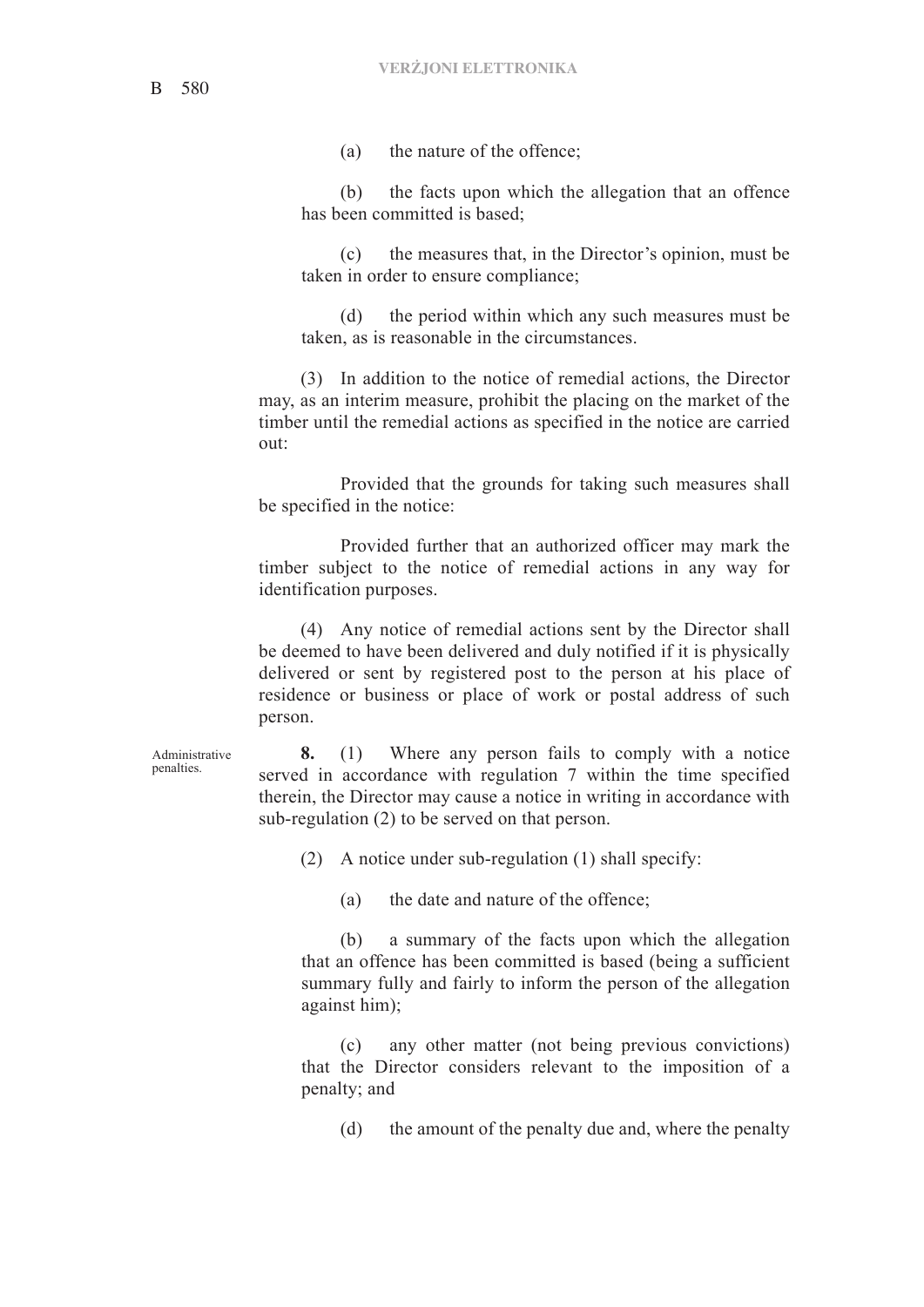(a) the nature of the offence;

(b) the facts upon which the allegation that an offence has been committed is based;

(c) the measures that, in the Director's opinion, must be taken in order to ensure compliance;

(d) the period within which any such measures must be taken, as is reasonable in the circumstances.

(3) In addition to the notice of remedial actions, the Director may, as an interim measure, prohibit the placing on the market of the timber until the remedial actions as specified in the notice are carried out:

Provided that the grounds for taking such measures shall be specified in the notice:

Provided further that an authorized officer may mark the timber subject to the notice of remedial actions in any way for identification purposes.

(4) Any notice of remedial actions sent by the Director shall be deemed to have been delivered and duly notified if it is physically delivered or sent by registered post to the person at his place of residence or business or place of work or postal address of such person.

Administrative penalties.

**8.** (1) Where any person fails to comply with a notice served in accordance with regulation 7 within the time specified therein, the Director may cause a notice in writing in accordance with sub-regulation (2) to be served on that person.

(2) A notice under sub-regulation (1) shall specify:

(a) the date and nature of the offence;

(b) a summary of the facts upon which the allegation that an offence has been committed is based (being a sufficient summary fully and fairly to inform the person of the allegation against him);

(c) any other matter (not being previous convictions) that the Director considers relevant to the imposition of a penalty; and

(d) the amount of the penalty due and, where the penalty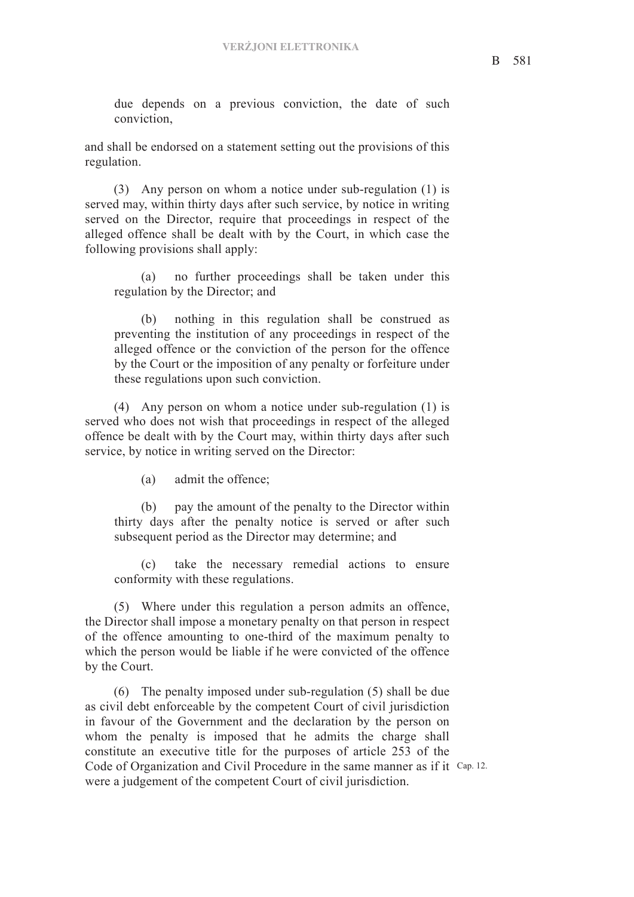due depends on a previous conviction, the date of such conviction,

and shall be endorsed on a statement setting out the provisions of this regulation.

(3) Any person on whom a notice under sub-regulation (1) is served may, within thirty days after such service, by notice in writing served on the Director, require that proceedings in respect of the alleged offence shall be dealt with by the Court, in which case the following provisions shall apply:

(a) no further proceedings shall be taken under this regulation by the Director; and

(b) nothing in this regulation shall be construed as preventing the institution of any proceedings in respect of the alleged offence or the conviction of the person for the offence by the Court or the imposition of any penalty or forfeiture under these regulations upon such conviction.

(4) Any person on whom a notice under sub-regulation (1) is served who does not wish that proceedings in respect of the alleged offence be dealt with by the Court may, within thirty days after such service, by notice in writing served on the Director:

(a) admit the offence;

(b) pay the amount of the penalty to the Director within thirty days after the penalty notice is served or after such subsequent period as the Director may determine; and

(c) take the necessary remedial actions to ensure conformity with these regulations.

(5) Where under this regulation a person admits an offence, the Director shall impose a monetary penalty on that person in respect of the offence amounting to one-third of the maximum penalty to which the person would be liable if he were convicted of the offence by the Court.

(6) The penalty imposed under sub-regulation (5) shall be due as civil debt enforceable by the competent Court of civil jurisdiction in favour of the Government and the declaration by the person on whom the penalty is imposed that he admits the charge shall constitute an executive title for the purposes of article 253 of the Code of Organization and Civil Procedure in the same manner as if it were a judgement of the competent Court of civil jurisdiction.

Cap. 12.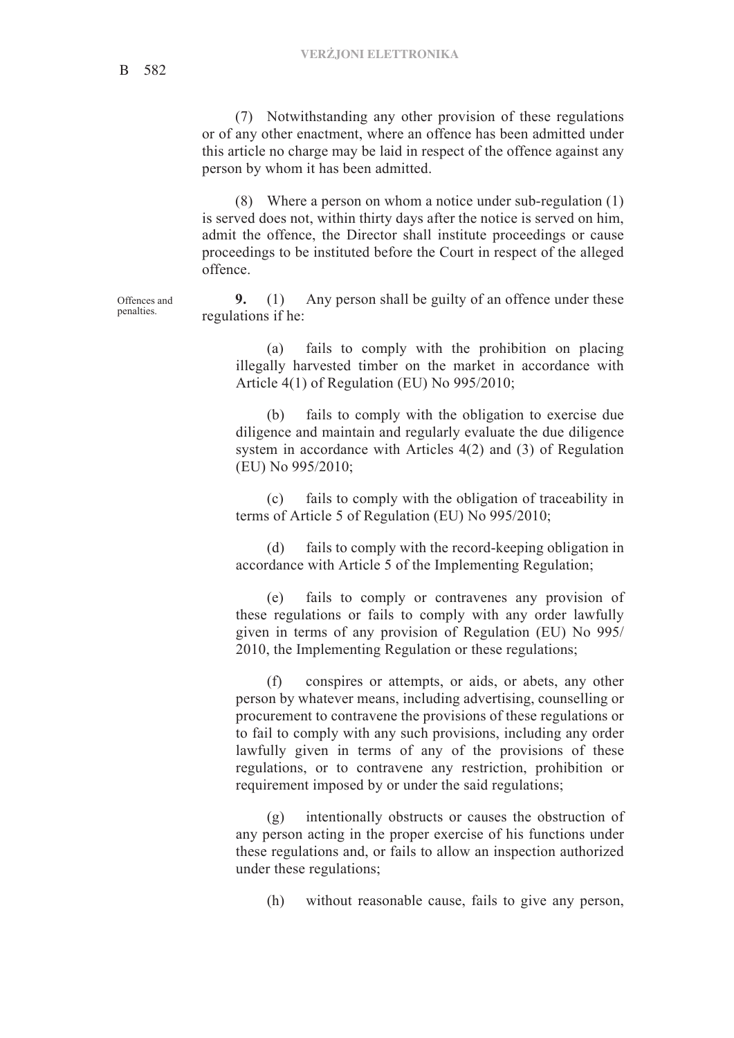(7) Notwithstanding any other provision of these regulations or of any other enactment, where an offence has been admitted under this article no charge may be laid in respect of the offence against any person by whom it has been admitted.

(8) Where a person on whom a notice under sub-regulation (1) is served does not, within thirty days after the notice is served on him, admit the offence, the Director shall institute proceedings or cause proceedings to be instituted before the Court in respect of the alleged offence.

Offences and penalties.

**9.** (1) Any person shall be guilty of an offence under these regulations if he:

(a) fails to comply with the prohibition on placing illegally harvested timber on the market in accordance with Article 4(1) of Regulation (EU) No 995/2010;

(b) fails to comply with the obligation to exercise due diligence and maintain and regularly evaluate the due diligence system in accordance with Articles 4(2) and (3) of Regulation (EU) No 995/2010;

(c) fails to comply with the obligation of traceability in terms of Article 5 of Regulation (EU) No 995/2010;

(d) fails to comply with the record-keeping obligation in accordance with Article 5 of the Implementing Regulation;

(e) fails to comply or contravenes any provision of these regulations or fails to comply with any order lawfully given in terms of any provision of Regulation (EU) No 995/2010, the Implementing Regulation or these regulations;

(f) conspires or attempts, or aids, or abets, any other person by whatever means, including advertising, counselling or procurement to contravene the provisions of these regulations or to fail to comply with any such provisions, including any order lawfully given in terms of any of the provisions of these regulations, or to contravene any restriction, prohibition or requirement imposed by or under the said regulations;

(g) intentionally obstructs or causes the obstruction of any person acting in the proper exercise of his functions under these regulations and, or fails to allow an inspection authorized under these regulations;

(h) without reasonable cause, fails to give any person,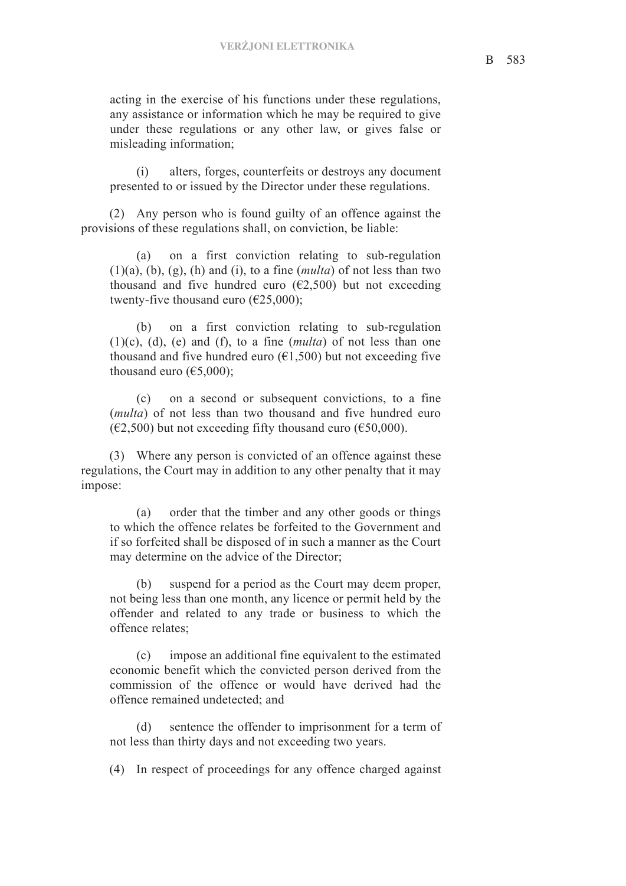acting in the exercise of his functions under these regulations, any assistance or information which he may be required to give under these regulations or any other law, or gives false or misleading information;

(i) alters, forges, counterfeits or destroys any document presented to or issued by the Director under these regulations.

(2) Any person who is found guilty of an offence against the provisions of these regulations shall, on conviction, be liable:

(a) on a first conviction relating to sub-regulation (1)(a), (b), (g), (h) and (i), to a fine (*multa*) of not less than two thousand and five hundred euro (€2,500) but not exceeding twenty-five thousand euro (€25,000);

(b) on a first conviction relating to sub-regulation (1)(c), (d), (e) and (f), to a fine (*multa*) of not less than one thousand and five hundred euro (€1,500) but not exceeding five thousand euro (€5,000);

(c) on a second or subsequent convictions, to a fine (*multa*) of not less than two thousand and five hundred euro (€2,500) but not exceeding fifty thousand euro (€50,000).

(3) Where any person is convicted of an offence against these regulations, the Court may in addition to any other penalty that it may impose:

(a) order that the timber and any other goods or things to which the offence relates be forfeited to the Government and if so forfeited shall be disposed of in such a manner as the Court may determine on the advice of the Director;

(b) suspend for a period as the Court may deem proper, not being less than one month, any licence or permit held by the offender and related to any trade or business to which the offence relates;

(c) impose an additional fine equivalent to the estimated economic benefit which the convicted person derived from the commission of the offence or would have derived had the offence remained undetected; and

(d) sentence the offender to imprisonment for a term of not less than thirty days and not exceeding two years.

(4) In respect of proceedings for any offence charged against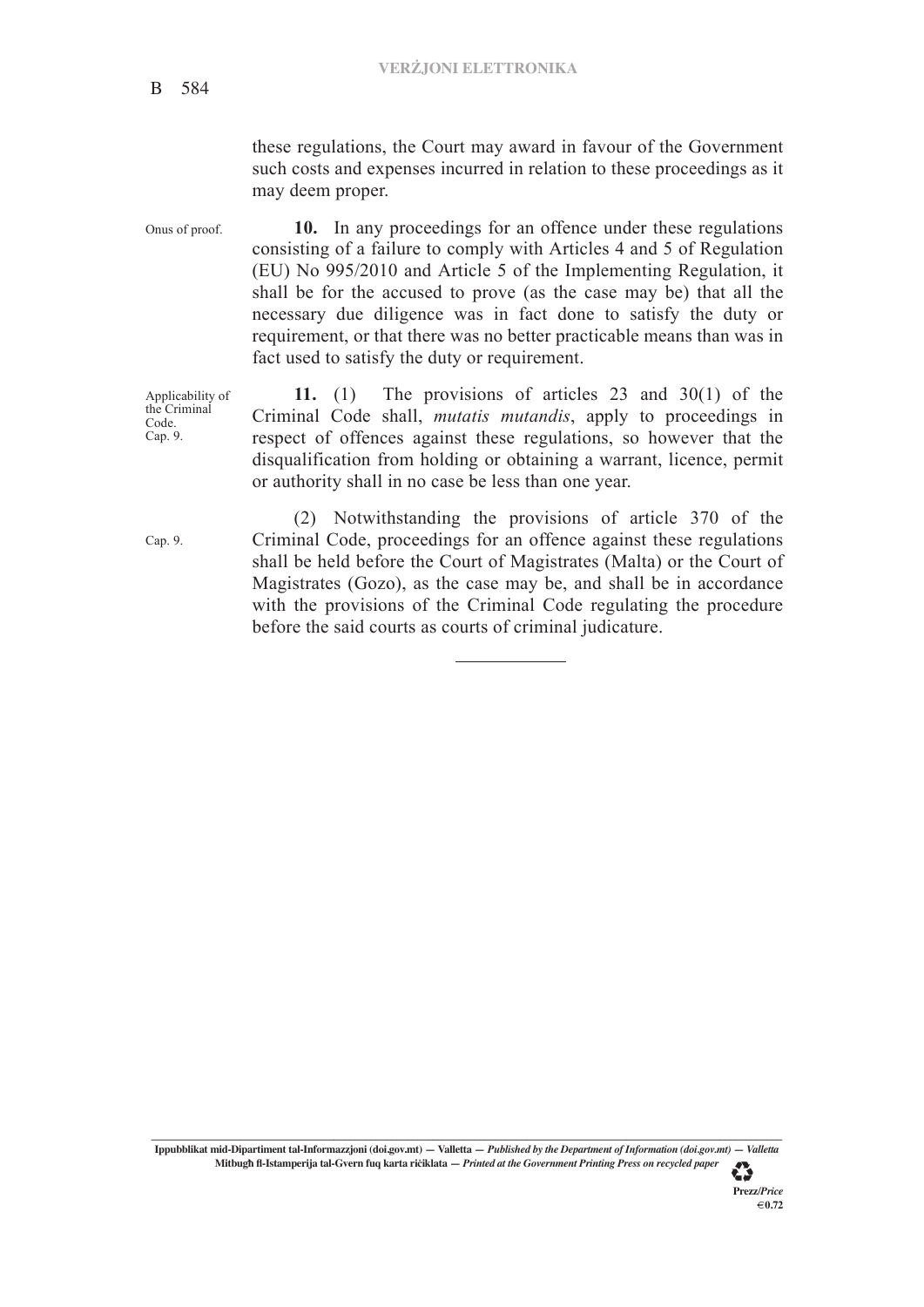these regulations, the Court may award in favour of the Government such costs and expenses incurred in relation to these proceedings as it may deem proper.

Onus of proof.

**10.** In any proceedings for an offence under these regulations consisting of a failure to comply with Articles 4 and 5 of Regulation (EU) No 995/2010 and Article 5 of the Implementing Regulation, it shall be for the accused to prove (as the case may be) that all the necessary due diligence was in fact done to satisfy the duty or requirement, or that there was no better practicable means than was in fact used to satisfy the duty or requirement.

Applicability of the Criminal Code. Cap. 9.

**11.** (1) The provisions of articles 23 and 30(1) of the Criminal Code shall, *mutatis mutandis*, apply to proceedings in respect of offences against these regulations, so however that the disqualification from holding or obtaining a warrant, licence, permit or authority shall in no case be less than one year.

Cap. 9.

(2) Notwithstanding the provisions of article 370 of the Criminal Code, proceedings for an offence against these regulations shall be held before the Court of Magistrates (Malta) or the Court of Magistrates (Gozo), as the case may be, and shall be in accordance with the provisions of the Criminal Code regulating the procedure before the said courts as courts of criminal judicature.

---

**Ippubblikat mid-Dipartiment tal-Informazzjoni (doi.gov.mt) — Valletta —** ***Published by the Department of Information (doi.gov.mt) — Valletta***
**Mitbugħ fl-Istamperija tal-Gvern fuq karta riċiklata —** ***Printed at the Government Printing Press on recycled paper***

**Prezz/*Price***
**€0.72**